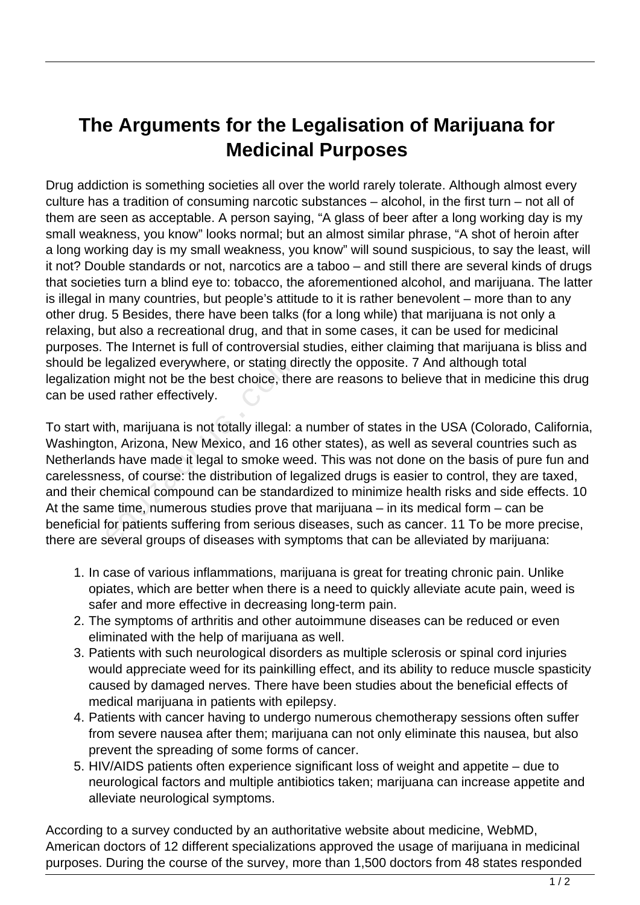# The Arguments for the Legalisation of Marijuana for Medicinal Purposes

Drug addiction is something societies all over the world rarely tolerate. Although almost every culture has a tradition of consuming narcotic substances – alcohol, in the first turn – not all of them are seen as acceptable. A person saying, "A glass of beer after a long working day is my small weakness, you know" looks normal; but an almost similar phrase, "A shot of heroin after a long working day is my small weakness, you know" will sound suspicious, to say the least, will it not? Double standards or not, narcotics are a taboo – and still there are several kinds of drugs that societies turn a blind eye to: tobacco, the aforementioned alcohol, and marijuana. The latter is illegal in many countries, but people's attitude to it is rather benevolent – more than to any other drug. 5 Besides, there have been talks (for a long while) that marijuana is not only a relaxing, but also a recreational drug, and that in some cases, it can be used for medicinal purposes. The Internet is full of controversial studies, either claiming that marijuana is bliss and should be legalized everywhere, or stating directly the opposite. 7 And although total legalization might not be the best choice, there are reasons to believe that in medicine this drug can be used rather effectively.

To start with, marijuana is not totally illegal: a number of states in the USA (Colorado, California, Washington, Arizona, New Mexico, and 16 other states), as well as several countries such as Netherlands have made it legal to smoke weed. This was not done on the basis of pure fun and carelessness, of course: the distribution of legalized drugs is easier to control, they are taxed, and their chemical compound can be standardized to minimize health risks and side effects. 10 At the same time, numerous studies prove that marijuana – in its medical form – can be beneficial for patients suffering from serious diseases, such as cancer. 11 To be more precise, there are several groups of diseases with symptoms that can be alleviated by marijuana:

1. In case of various inflammations, marijuana is great for treating chronic pain. Unlike opiates, which are better when there is a need to quickly alleviate acute pain, weed is safer and more effective in decreasing long-term pain.
2. The symptoms of arthritis and other autoimmune diseases can be reduced or even eliminated with the help of marijuana as well.
3. Patients with such neurological disorders as multiple sclerosis or spinal cord injuries would appreciate weed for its painkilling effect, and its ability to reduce muscle spasticity caused by damaged nerves. There have been studies about the beneficial effects of medical marijuana in patients with epilepsy.
4. Patients with cancer having to undergo numerous chemotherapy sessions often suffer from severe nausea after them; marijuana can not only eliminate this nausea, but also prevent the spreading of some forms of cancer.
5. HIV/AIDS patients often experience significant loss of weight and appetite – due to neurological factors and multiple antibiotics taken; marijuana can increase appetite and alleviate neurological symptoms.

According to a survey conducted by an authoritative website about medicine, WebMD, American doctors of 12 different specializations approved the usage of marijuana in medicinal purposes. During the course of the survey, more than 1,500 doctors from 48 states responded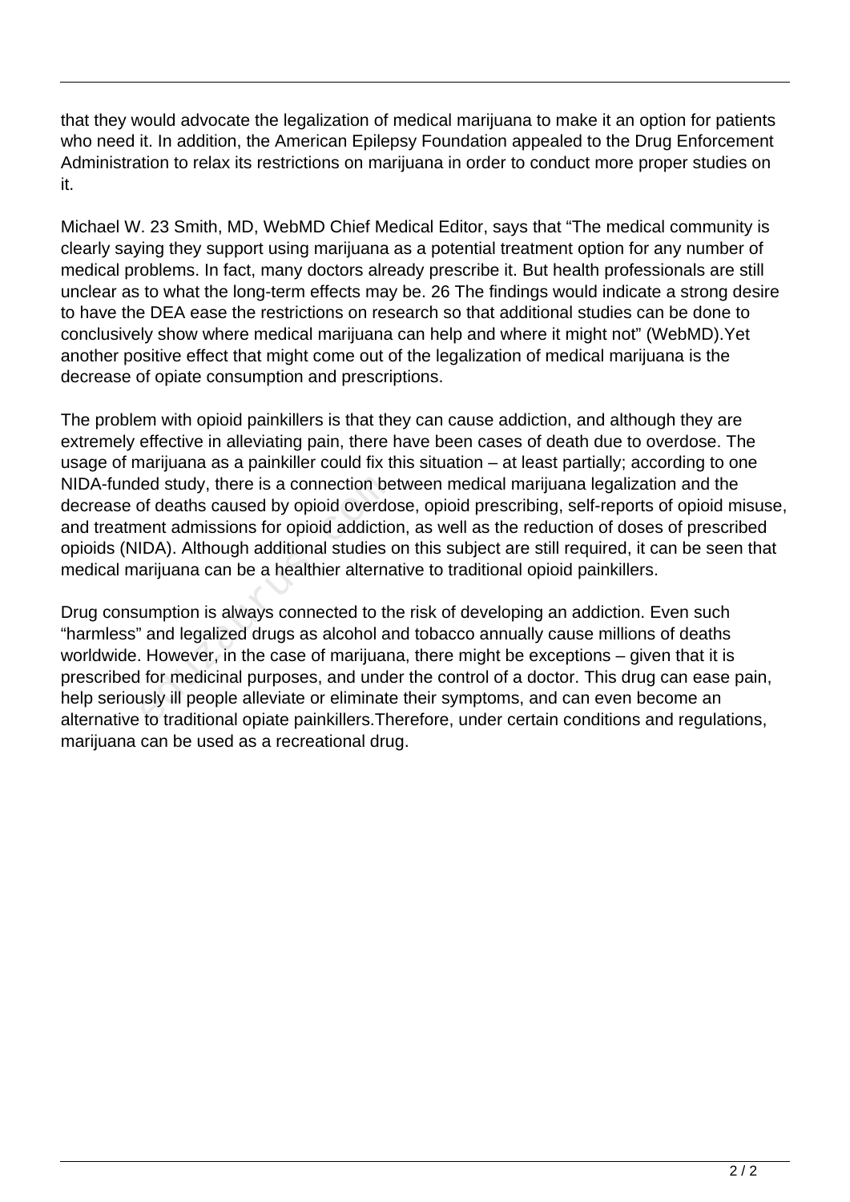that they would advocate the legalization of medical marijuana to make it an option for patients who need it. In addition, the American Epilepsy Foundation appealed to the Drug Enforcement Administration to relax its restrictions on marijuana in order to conduct more proper studies on it.

Michael W. 23 Smith, MD, WebMD Chief Medical Editor, says that "The medical community is clearly saying they support using marijuana as a potential treatment option for any number of medical problems. In fact, many doctors already prescribe it. But health professionals are still unclear as to what the long-term effects may be. 26 The findings would indicate a strong desire to have the DEA ease the restrictions on research so that additional studies can be done to conclusively show where medical marijuana can help and where it might not" (WebMD).Yet another positive effect that might come out of the legalization of medical marijuana is the decrease of opiate consumption and prescriptions.

The problem with opioid painkillers is that they can cause addiction, and although they are extremely effective in alleviating pain, there have been cases of death due to overdose. The usage of marijuana as a painkiller could fix this situation – at least partially; according to one NIDA-funded study, there is a connection between medical marijuana legalization and the decrease of deaths caused by opioid overdose, opioid prescribing, self-reports of opioid misuse, and treatment admissions for opioid addiction, as well as the reduction of doses of prescribed opioids (NIDA). Although additional studies on this subject are still required, it can be seen that medical marijuana can be a healthier alternative to traditional opioid painkillers.

Drug consumption is always connected to the risk of developing an addiction. Even such "harmless" and legalized drugs as alcohol and tobacco annually cause millions of deaths worldwide. However, in the case of marijuana, there might be exceptions – given that it is prescribed for medicinal purposes, and under the control of a doctor. This drug can ease pain, help seriously ill people alleviate or eliminate their symptoms, and can even become an alternative to traditional opiate painkillers.Therefore, under certain conditions and regulations, marijuana can be used as a recreational drug.